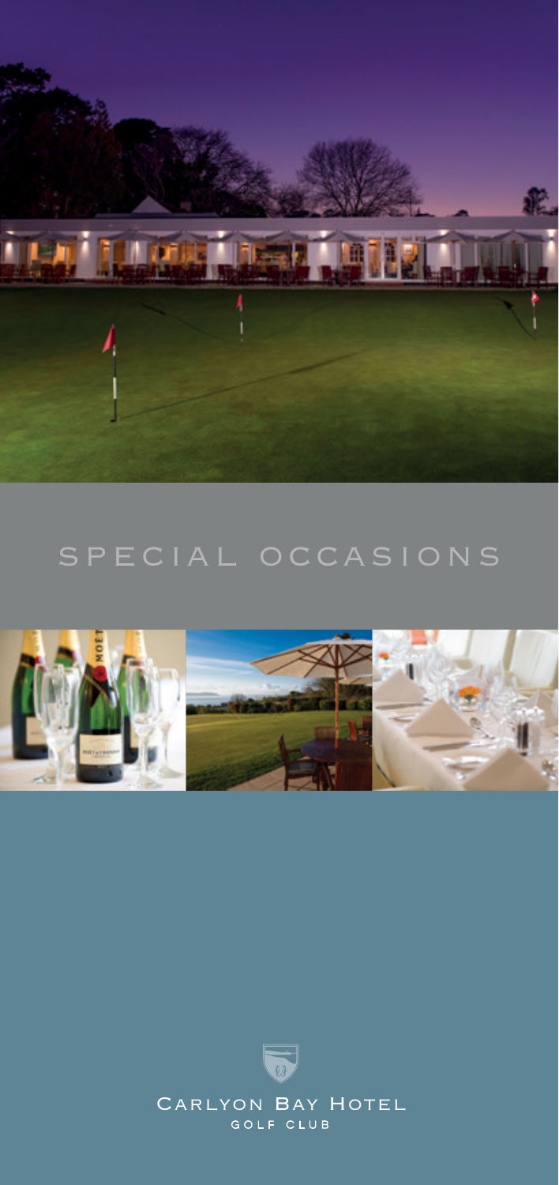# SPECIAL OCCASIONS

CARLYON BAY HOTEL
GOLF CLUB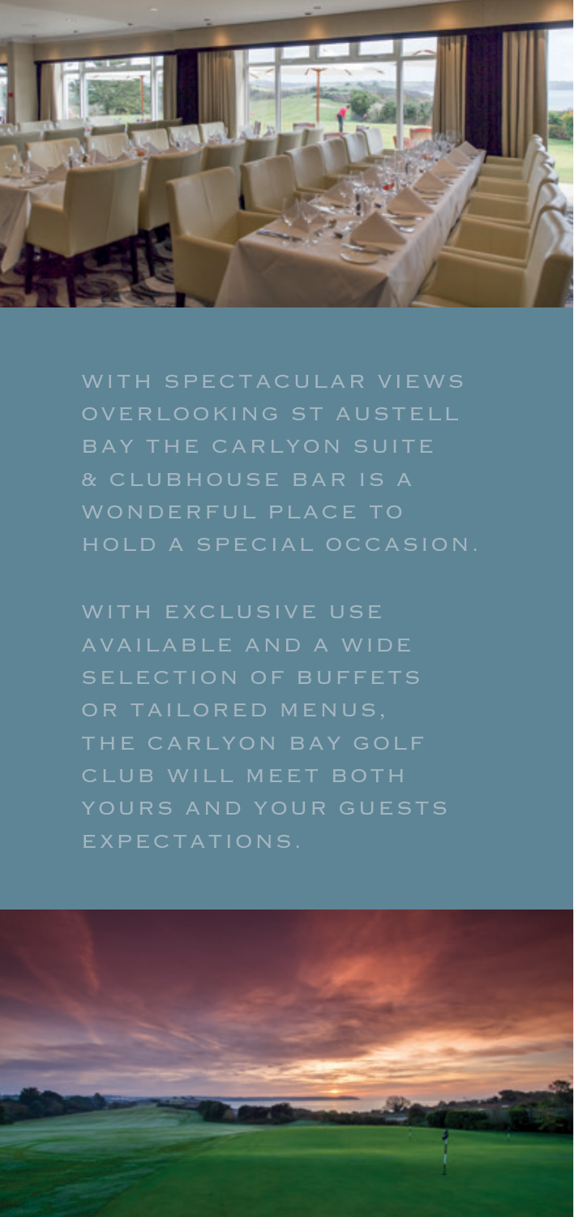WITH SPECTACULAR VIEWS OVERLOOKING ST AUSTELL BAY THE CARLYON SUITE & CLUBHOUSE BAR IS A WONDERFUL PLACE TO HOLD A SPECIAL OCCASION.

WITH EXCLUSIVE USE AVAILABLE AND A WIDE SELECTION OF BUFFETS OR TAILORED MENUS, THE CARLYON BAY GOLF CLUB WILL MEET BOTH YOURS AND YOUR GUESTS EXPECTATIONS.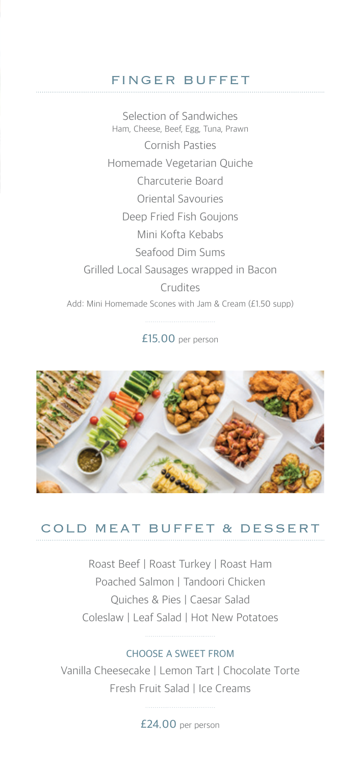## FINGER BUFFET

Selection of Sandwiches
Ham, Cheese, Beef, Egg, Tuna, Prawn

Cornish Pasties

Homemade Vegetarian Quiche

Charcuterie Board

Oriental Savouries

Deep Fried Fish Goujons

Mini Kofta Kebabs

Seafood Dim Sums

Grilled Local Sausages wrapped in Bacon

Crudites

Add: Mini Homemade Scones with Jam & Cream (£1.50 supp)

£15.00 per person

## COLD MEAT BUFFET & DESSERT

Roast Beef | Roast Turkey | Roast Ham
Poached Salmon | Tandoori Chicken
Quiches & Pies | Caesar Salad
Coleslaw | Leaf Salad | Hot New Potatoes

CHOOSE A SWEET FROM

Vanilla Cheesecake | Lemon Tart | Chocolate Torte
Fresh Fruit Salad | Ice Creams

£24.00 per person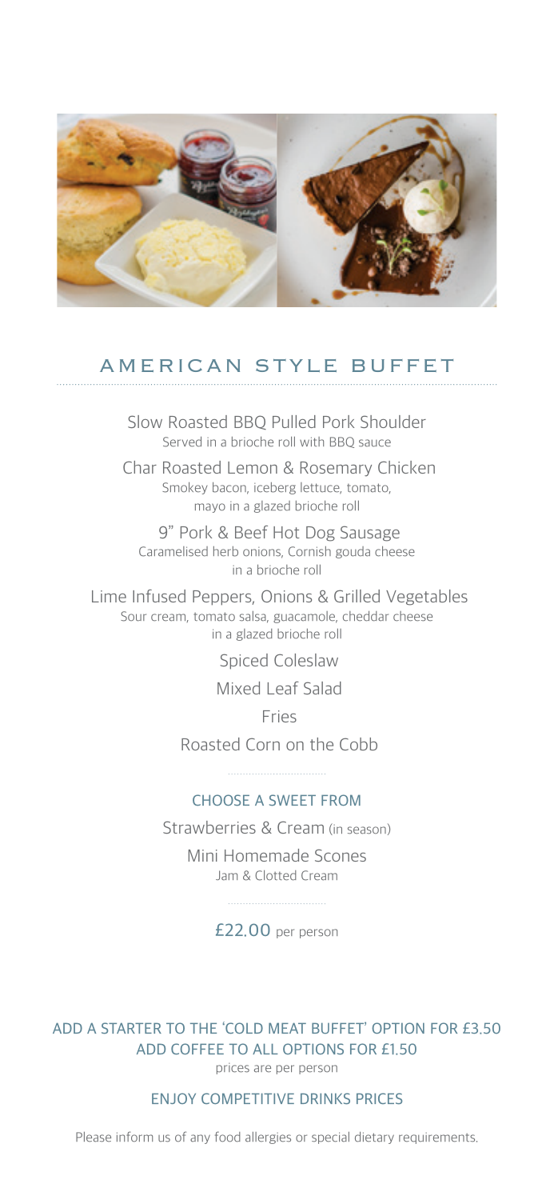## AMERICAN STYLE BUFFET

Slow Roasted BBQ Pulled Pork Shoulder
Served in a brioche roll with BBQ sauce

Char Roasted Lemon & Rosemary Chicken
Smokey bacon, iceberg lettuce, tomato, mayo in a glazed brioche roll

9" Pork & Beef Hot Dog Sausage
Caramelised herb onions, Cornish gouda cheese in a brioche roll

Lime Infused Peppers, Onions & Grilled Vegetables
Sour cream, tomato salsa, guacamole, cheddar cheese in a glazed brioche roll

Spiced Coleslaw

Mixed Leaf Salad

Fries

Roasted Corn on the Cobb

### CHOOSE A SWEET FROM

Strawberries & Cream (in season)

Mini Homemade Scones
Jam & Clotted Cream

£22.00 per person

ADD A STARTER TO THE 'COLD MEAT BUFFET' OPTION FOR £3.50
ADD COFFEE TO ALL OPTIONS FOR £1.50
prices are per person

ENJOY COMPETITIVE DRINKS PRICES

Please inform us of any food allergies or special dietary requirements.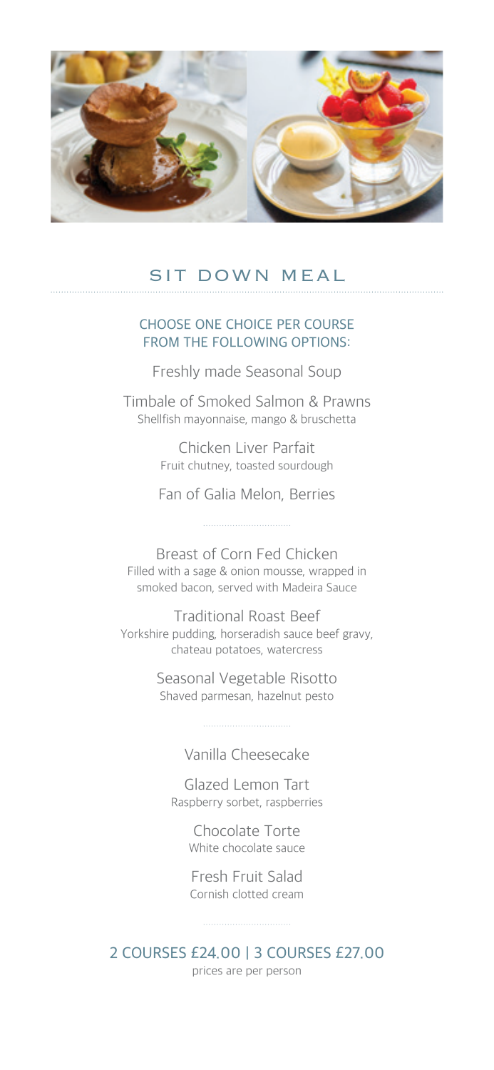## SIT DOWN MEAL

CHOOSE ONE CHOICE PER COURSE FROM THE FOLLOWING OPTIONS:

Freshly made Seasonal Soup

Timbale of Smoked Salmon & Prawns
Shellfish mayonnaise, mango & bruschetta

Chicken Liver Parfait
Fruit chutney, toasted sourdough

Fan of Galia Melon, Berries

---

Breast of Corn Fed Chicken
Filled with a sage & onion mousse, wrapped in smoked bacon, served with Madeira Sauce

Traditional Roast Beef
Yorkshire pudding, horseradish sauce beef gravy, chateau potatoes, watercress

Seasonal Vegetable Risotto
Shaved parmesan, hazelnut pesto

---

Vanilla Cheesecake

Glazed Lemon Tart
Raspberry sorbet, raspberries

Chocolate Torte
White chocolate sauce

Fresh Fruit Salad
Cornish clotted cream

---

2 COURSES £24.00 | 3 COURSES £27.00
prices are per person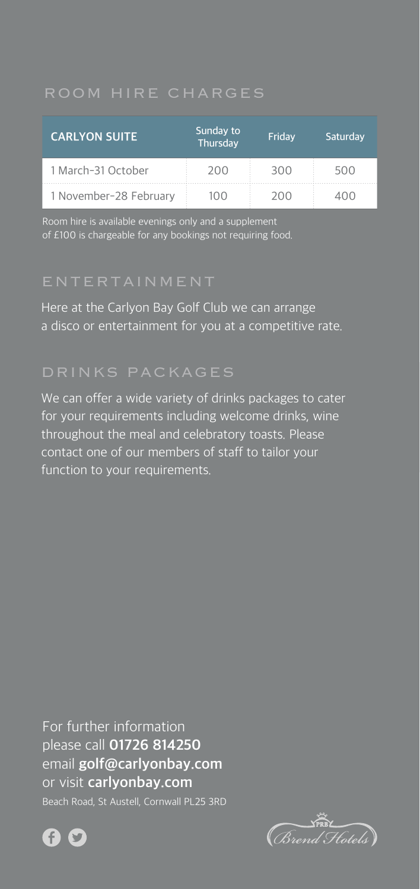## ROOM HIRE CHARGES

| CARLYON SUITE | Sunday to Thursday | Friday | Saturday |
| --- | --- | --- | --- |
| 1 March–31 October | 200 | 300 | 500 |
| 1 November–28 February | 100 | 200 | 400 |

Room hire is available evenings only and a supplement of £100 is chargeable for any bookings not requiring food.

## ENTERTAINMENT

Here at the Carlyon Bay Golf Club we can arrange a disco or entertainment for you at a competitive rate.

## DRINKS PACKAGES

We can offer a wide variety of drinks packages to cater for your requirements including welcome drinks, wine throughout the meal and celebratory toasts. Please contact one of our members of staff to tailor your function to your requirements.

For further information please call **01726 814250** email **golf@carlyonbay.com** or visit **carlyonbay.com**

Beach Road, St Austell, Cornwall PL25 3RD

Brend Hotels